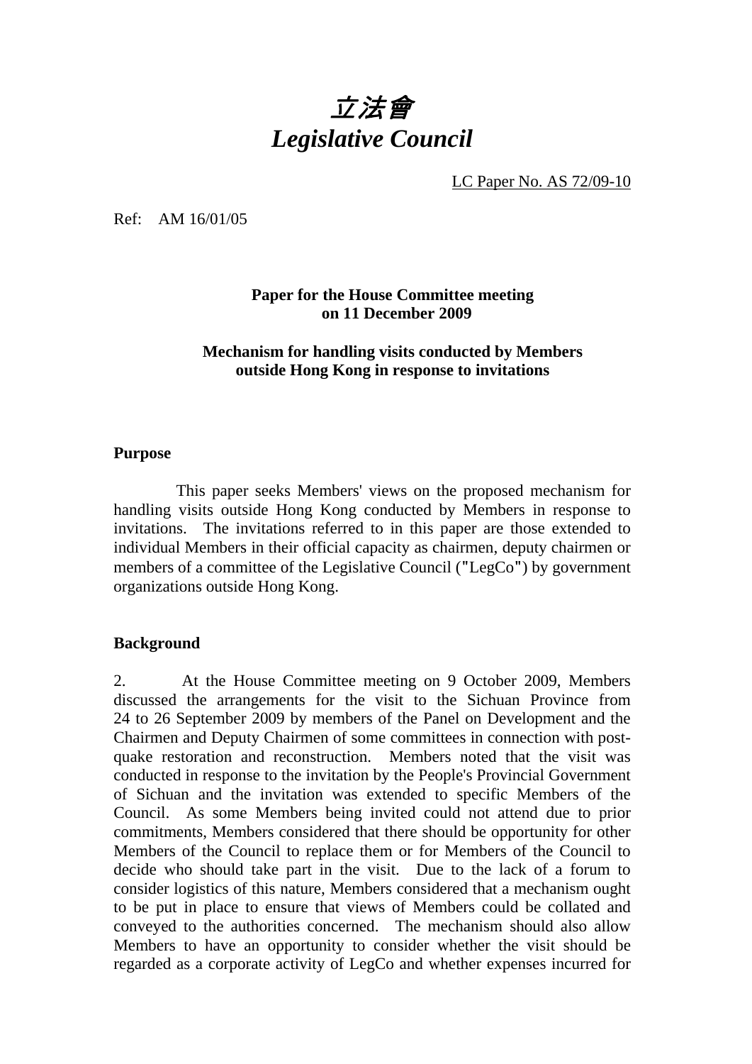# *立法會*
# *Legislative Council*

LC Paper No. AS 72/09-10

Ref: AM 16/01/05

**Paper for the House Committee meeting on 11 December 2009**

**Mechanism for handling visits conducted by Members outside Hong Kong in response to invitations**

## Purpose

This paper seeks Members' views on the proposed mechanism for handling visits outside Hong Kong conducted by Members in response to invitations. The invitations referred to in this paper are those extended to individual Members in their official capacity as chairmen, deputy chairmen or members of a committee of the Legislative Council ("LegCo") by government organizations outside Hong Kong.

## Background

2. At the House Committee meeting on 9 October 2009, Members discussed the arrangements for the visit to the Sichuan Province from 24 to 26 September 2009 by members of the Panel on Development and the Chairmen and Deputy Chairmen of some committees in connection with post-quake restoration and reconstruction. Members noted that the visit was conducted in response to the invitation by the People's Provincial Government of Sichuan and the invitation was extended to specific Members of the Council. As some Members being invited could not attend due to prior commitments, Members considered that there should be opportunity for other Members of the Council to replace them or for Members of the Council to decide who should take part in the visit. Due to the lack of a forum to consider logistics of this nature, Members considered that a mechanism ought to be put in place to ensure that views of Members could be collated and conveyed to the authorities concerned. The mechanism should also allow Members to have an opportunity to consider whether the visit should be regarded as a corporate activity of LegCo and whether expenses incurred for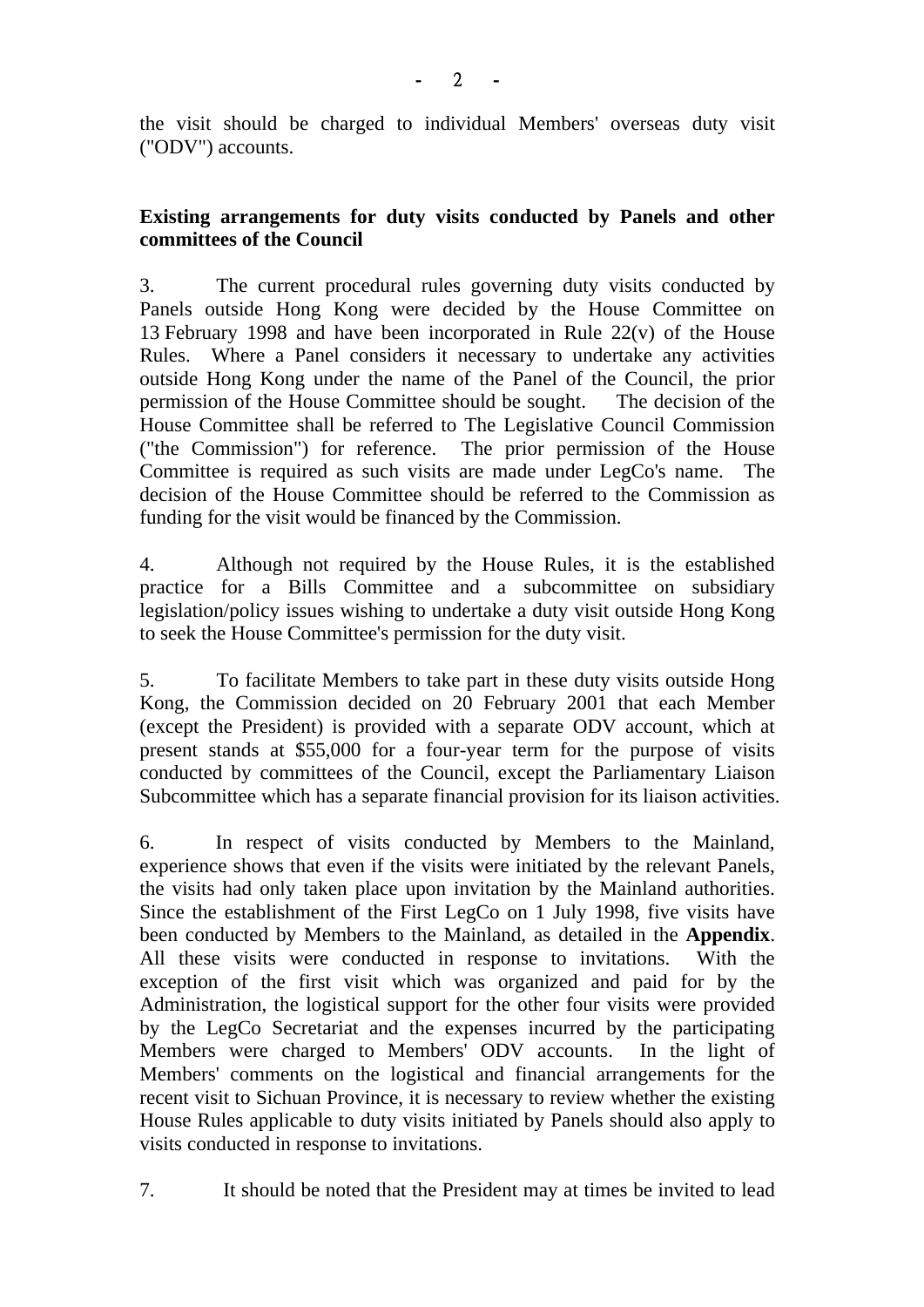the visit should be charged to individual Members' overseas duty visit ("ODV") accounts.

**Existing arrangements for duty visits conducted by Panels and other committees of the Council**

3. The current procedural rules governing duty visits conducted by Panels outside Hong Kong were decided by the House Committee on 13 February 1998 and have been incorporated in Rule 22(v) of the House Rules. Where a Panel considers it necessary to undertake any activities outside Hong Kong under the name of the Panel of the Council, the prior permission of the House Committee should be sought. The decision of the House Committee shall be referred to The Legislative Council Commission ("the Commission") for reference. The prior permission of the House Committee is required as such visits are made under LegCo's name. The decision of the House Committee should be referred to the Commission as funding for the visit would be financed by the Commission.

4. Although not required by the House Rules, it is the established practice for a Bills Committee and a subcommittee on subsidiary legislation/policy issues wishing to undertake a duty visit outside Hong Kong to seek the House Committee's permission for the duty visit.

5. To facilitate Members to take part in these duty visits outside Hong Kong, the Commission decided on 20 February 2001 that each Member (except the President) is provided with a separate ODV account, which at present stands at $55,000 for a four-year term for the purpose of visits conducted by committees of the Council, except the Parliamentary Liaison Subcommittee which has a separate financial provision for its liaison activities.

6. In respect of visits conducted by Members to the Mainland, experience shows that even if the visits were initiated by the relevant Panels, the visits had only taken place upon invitation by the Mainland authorities. Since the establishment of the First LegCo on 1 July 1998, five visits have been conducted by Members to the Mainland, as detailed in the **Appendix**. All these visits were conducted in response to invitations. With the exception of the first visit which was organized and paid for by the Administration, the logistical support for the other four visits were provided by the LegCo Secretariat and the expenses incurred by the participating Members were charged to Members' ODV accounts. In the light of Members' comments on the logistical and financial arrangements for the recent visit to Sichuan Province, it is necessary to review whether the existing House Rules applicable to duty visits initiated by Panels should also apply to visits conducted in response to invitations.

7. It should be noted that the President may at times be invited to lead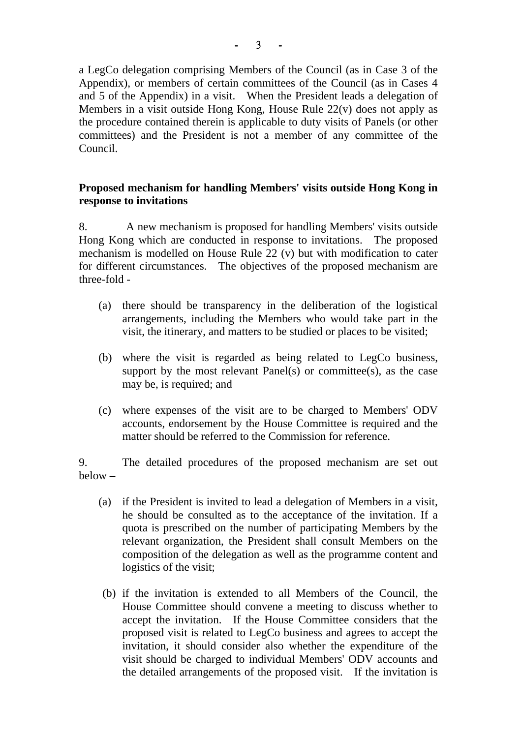a LegCo delegation comprising Members of the Council (as in Case 3 of the Appendix), or members of certain committees of the Council (as in Cases 4 and 5 of the Appendix) in a visit. When the President leads a delegation of Members in a visit outside Hong Kong, House Rule 22(v) does not apply as the procedure contained therein is applicable to duty visits of Panels (or other committees) and the President is not a member of any committee of the Council.

**Proposed mechanism for handling Members' visits outside Hong Kong in response to invitations**

8. A new mechanism is proposed for handling Members' visits outside Hong Kong which are conducted in response to invitations. The proposed mechanism is modelled on House Rule 22 (v) but with modification to cater for different circumstances. The objectives of the proposed mechanism are three-fold -

(a) there should be transparency in the deliberation of the logistical arrangements, including the Members who would take part in the visit, the itinerary, and matters to be studied or places to be visited;

(b) where the visit is regarded as being related to LegCo business, support by the most relevant Panel(s) or committee(s), as the case may be, is required; and

(c) where expenses of the visit are to be charged to Members' ODV accounts, endorsement by the House Committee is required and the matter should be referred to the Commission for reference.

9. The detailed procedures of the proposed mechanism are set out below –

(a) if the President is invited to lead a delegation of Members in a visit, he should be consulted as to the acceptance of the invitation. If a quota is prescribed on the number of participating Members by the relevant organization, the President shall consult Members on the composition of the delegation as well as the programme content and logistics of the visit;

(b) if the invitation is extended to all Members of the Council, the House Committee should convene a meeting to discuss whether to accept the invitation. If the House Committee considers that the proposed visit is related to LegCo business and agrees to accept the invitation, it should consider also whether the expenditure of the visit should be charged to individual Members' ODV accounts and the detailed arrangements of the proposed visit. If the invitation is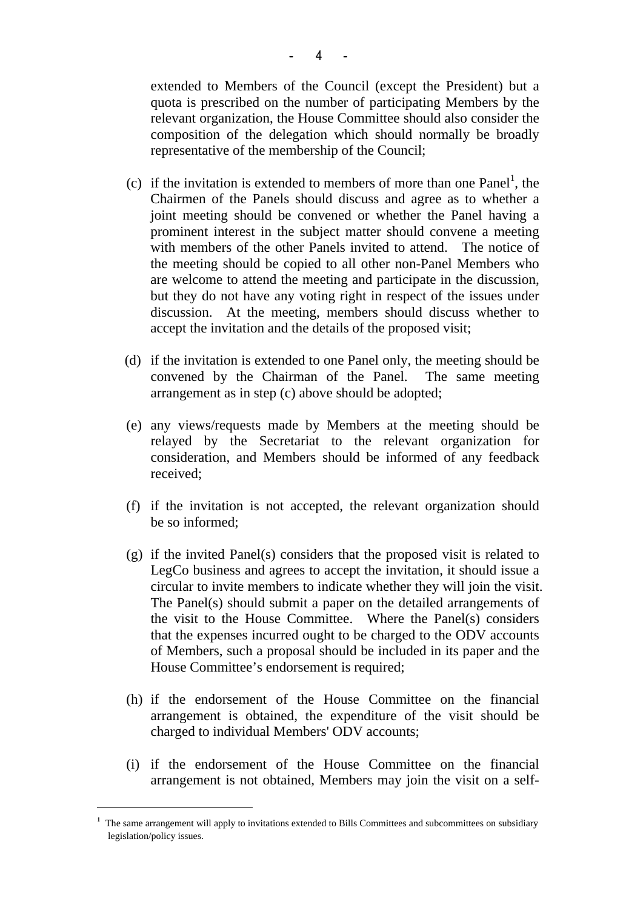extended to Members of the Council (except the President) but a quota is prescribed on the number of participating Members by the relevant organization, the House Committee should also consider the composition of the delegation which should normally be broadly representative of the membership of the Council;

(c) if the invitation is extended to members of more than one Panel[1], the Chairmen of the Panels should discuss and agree as to whether a joint meeting should be convened or whether the Panel having a prominent interest in the subject matter should convene a meeting with members of the other Panels invited to attend. The notice of the meeting should be copied to all other non-Panel Members who are welcome to attend the meeting and participate in the discussion, but they do not have any voting right in respect of the issues under discussion. At the meeting, members should discuss whether to accept the invitation and the details of the proposed visit;

(d) if the invitation is extended to one Panel only, the meeting should be convened by the Chairman of the Panel. The same meeting arrangement as in step (c) above should be adopted;

(e) any views/requests made by Members at the meeting should be relayed by the Secretariat to the relevant organization for consideration, and Members should be informed of any feedback received;

(f) if the invitation is not accepted, the relevant organization should be so informed;

(g) if the invited Panel(s) considers that the proposed visit is related to LegCo business and agrees to accept the invitation, it should issue a circular to invite members to indicate whether they will join the visit. The Panel(s) should submit a paper on the detailed arrangements of the visit to the House Committee. Where the Panel(s) considers that the expenses incurred ought to be charged to the ODV accounts of Members, such a proposal should be included in its paper and the House Committee's endorsement is required;

(h) if the endorsement of the House Committee on the financial arrangement is obtained, the expenditure of the visit should be charged to individual Members' ODV accounts;

(i) if the endorsement of the House Committee on the financial arrangement is not obtained, Members may join the visit on a self-

---

[1] The same arrangement will apply to invitations extended to Bills Committees and subcommittees on subsidiary legislation/policy issues.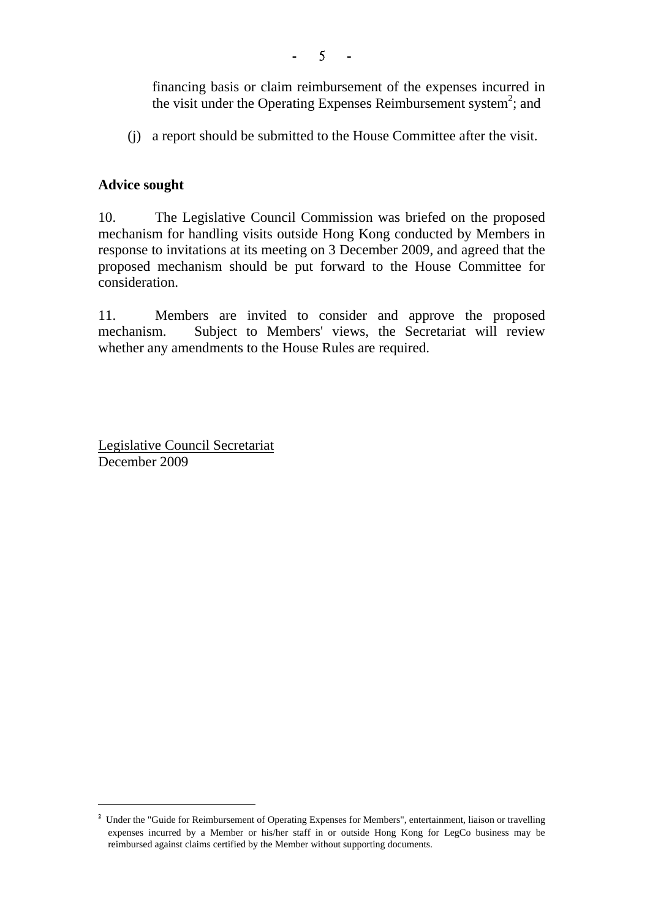financing basis or claim reimbursement of the expenses incurred in the visit under the Operating Expenses Reimbursement system[2]; and

(j) a report should be submitted to the House Committee after the visit.

**Advice sought**

10. The Legislative Council Commission was briefed on the proposed mechanism for handling visits outside Hong Kong conducted by Members in response to invitations at its meeting on 3 December 2009, and agreed that the proposed mechanism should be put forward to the House Committee for consideration.

11. Members are invited to consider and approve the proposed mechanism. Subject to Members' views, the Secretariat will review whether any amendments to the House Rules are required.

Legislative Council Secretariat
December 2009

---

[2] Under the "Guide for Reimbursement of Operating Expenses for Members", entertainment, liaison or travelling expenses incurred by a Member or his/her staff in or outside Hong Kong for LegCo business may be reimbursed against claims certified by the Member without supporting documents.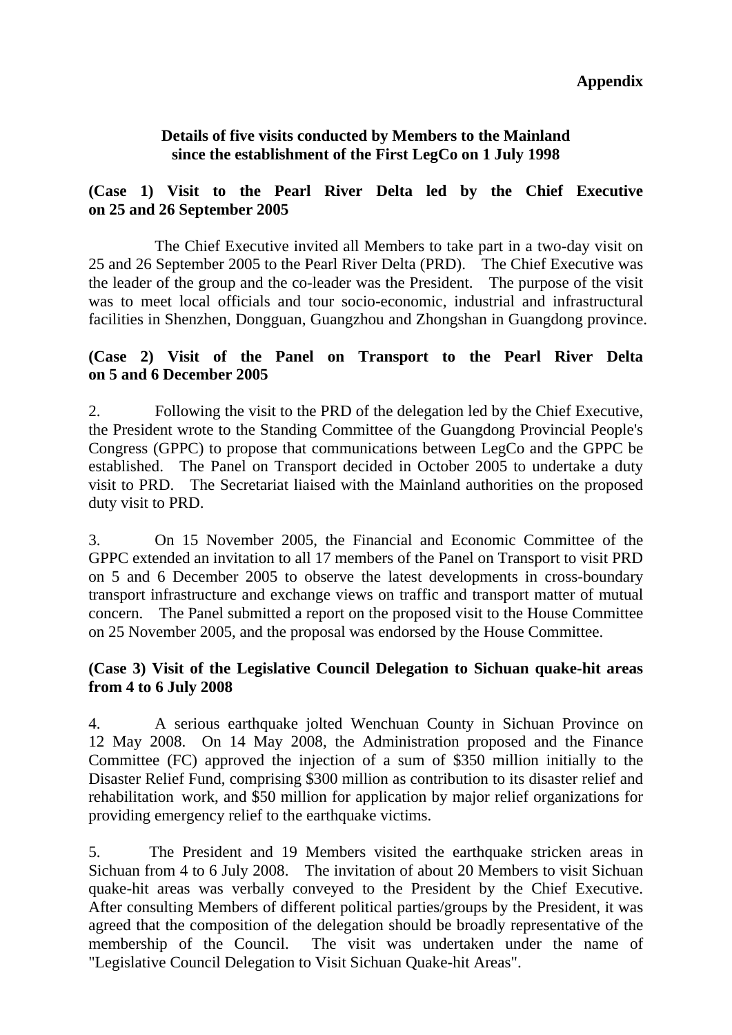**Appendix**

**Details of five visits conducted by Members to the Mainland since the establishment of the First LegCo on 1 July 1998**

**(Case 1) Visit to the Pearl River Delta led by the Chief Executive on 25 and 26 September 2005**

The Chief Executive invited all Members to take part in a two-day visit on 25 and 26 September 2005 to the Pearl River Delta (PRD). The Chief Executive was the leader of the group and the co-leader was the President. The purpose of the visit was to meet local officials and tour socio-economic, industrial and infrastructural facilities in Shenzhen, Dongguan, Guangzhou and Zhongshan in Guangdong province.

**(Case 2) Visit of the Panel on Transport to the Pearl River Delta on 5 and 6 December 2005**

2. Following the visit to the PRD of the delegation led by the Chief Executive, the President wrote to the Standing Committee of the Guangdong Provincial People's Congress (GPPC) to propose that communications between LegCo and the GPPC be established. The Panel on Transport decided in October 2005 to undertake a duty visit to PRD. The Secretariat liaised with the Mainland authorities on the proposed duty visit to PRD.

3. On 15 November 2005, the Financial and Economic Committee of the GPPC extended an invitation to all 17 members of the Panel on Transport to visit PRD on 5 and 6 December 2005 to observe the latest developments in cross-boundary transport infrastructure and exchange views on traffic and transport matter of mutual concern. The Panel submitted a report on the proposed visit to the House Committee on 25 November 2005, and the proposal was endorsed by the House Committee.

**(Case 3) Visit of the Legislative Council Delegation to Sichuan quake-hit areas from 4 to 6 July 2008**

4. A serious earthquake jolted Wenchuan County in Sichuan Province on 12 May 2008. On 14 May 2008, the Administration proposed and the Finance Committee (FC) approved the injection of a sum of $350 million initially to the Disaster Relief Fund, comprising $300 million as contribution to its disaster relief and rehabilitation work, and $50 million for application by major relief organizations for providing emergency relief to the earthquake victims.

5. The President and 19 Members visited the earthquake stricken areas in Sichuan from 4 to 6 July 2008. The invitation of about 20 Members to visit Sichuan quake-hit areas was verbally conveyed to the President by the Chief Executive. After consulting Members of different political parties/groups by the President, it was agreed that the composition of the delegation should be broadly representative of the membership of the Council. The visit was undertaken under the name of "Legislative Council Delegation to Visit Sichuan Quake-hit Areas".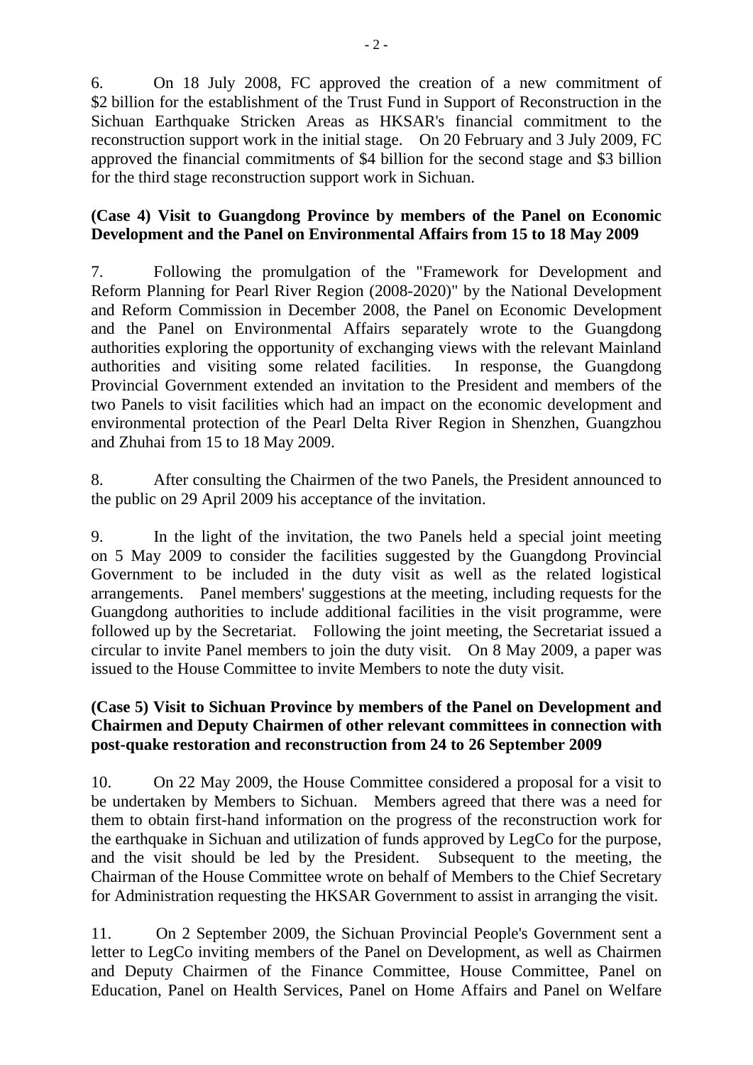6. On 18 July 2008, FC approved the creation of a new commitment of $2 billion for the establishment of the Trust Fund in Support of Reconstruction in the Sichuan Earthquake Stricken Areas as HKSAR's financial commitment to the reconstruction support work in the initial stage. On 20 February and 3 July 2009, FC approved the financial commitments of $4 billion for the second stage and $3 billion for the third stage reconstruction support work in Sichuan.

**(Case 4) Visit to Guangdong Province by members of the Panel on Economic Development and the Panel on Environmental Affairs from 15 to 18 May 2009**

7. Following the promulgation of the "Framework for Development and Reform Planning for Pearl River Region (2008-2020)" by the National Development and Reform Commission in December 2008, the Panel on Economic Development and the Panel on Environmental Affairs separately wrote to the Guangdong authorities exploring the opportunity of exchanging views with the relevant Mainland authorities and visiting some related facilities. In response, the Guangdong Provincial Government extended an invitation to the President and members of the two Panels to visit facilities which had an impact on the economic development and environmental protection of the Pearl Delta River Region in Shenzhen, Guangzhou and Zhuhai from 15 to 18 May 2009.

8. After consulting the Chairmen of the two Panels, the President announced to the public on 29 April 2009 his acceptance of the invitation.

9. In the light of the invitation, the two Panels held a special joint meeting on 5 May 2009 to consider the facilities suggested by the Guangdong Provincial Government to be included in the duty visit as well as the related logistical arrangements. Panel members' suggestions at the meeting, including requests for the Guangdong authorities to include additional facilities in the visit programme, were followed up by the Secretariat. Following the joint meeting, the Secretariat issued a circular to invite Panel members to join the duty visit. On 8 May 2009, a paper was issued to the House Committee to invite Members to note the duty visit.

**(Case 5) Visit to Sichuan Province by members of the Panel on Development and Chairmen and Deputy Chairmen of other relevant committees in connection with post-quake restoration and reconstruction from 24 to 26 September 2009**

10. On 22 May 2009, the House Committee considered a proposal for a visit to be undertaken by Members to Sichuan. Members agreed that there was a need for them to obtain first-hand information on the progress of the reconstruction work for the earthquake in Sichuan and utilization of funds approved by LegCo for the purpose, and the visit should be led by the President. Subsequent to the meeting, the Chairman of the House Committee wrote on behalf of Members to the Chief Secretary for Administration requesting the HKSAR Government to assist in arranging the visit.

11. On 2 September 2009, the Sichuan Provincial People's Government sent a letter to LegCo inviting members of the Panel on Development, as well as Chairmen and Deputy Chairmen of the Finance Committee, House Committee, Panel on Education, Panel on Health Services, Panel on Home Affairs and Panel on Welfare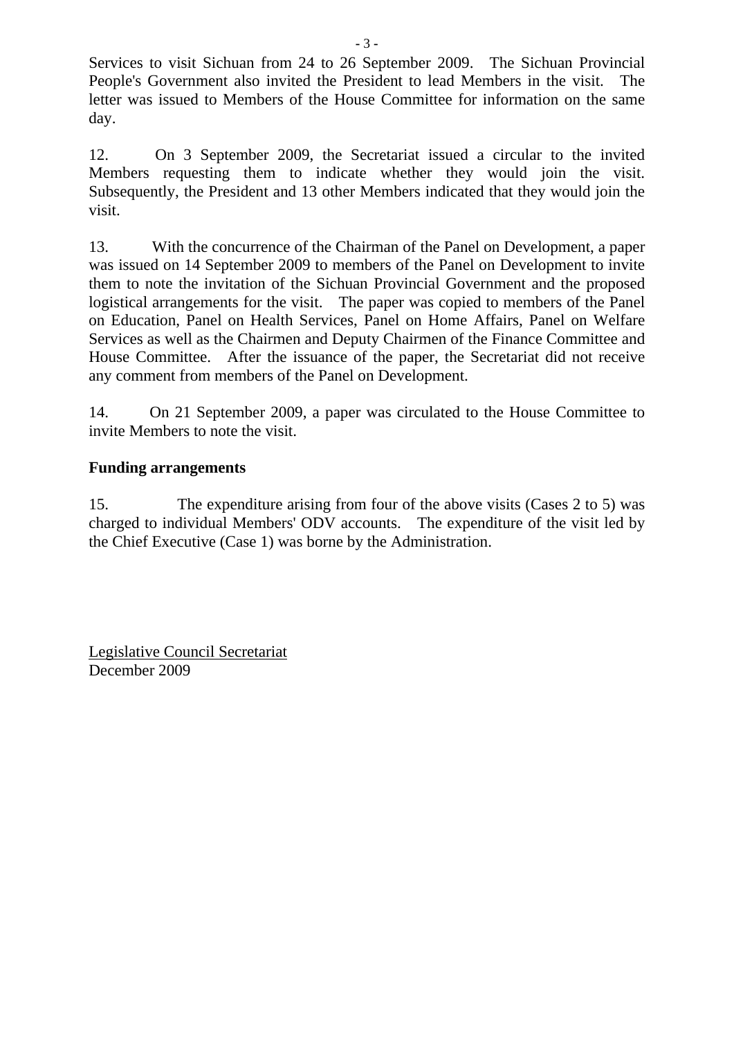Services to visit Sichuan from 24 to 26 September 2009. The Sichuan Provincial People's Government also invited the President to lead Members in the visit. The letter was issued to Members of the House Committee for information on the same day.

12. On 3 September 2009, the Secretariat issued a circular to the invited Members requesting them to indicate whether they would join the visit. Subsequently, the President and 13 other Members indicated that they would join the visit.

13. With the concurrence of the Chairman of the Panel on Development, a paper was issued on 14 September 2009 to members of the Panel on Development to invite them to note the invitation of the Sichuan Provincial Government and the proposed logistical arrangements for the visit. The paper was copied to members of the Panel on Education, Panel on Health Services, Panel on Home Affairs, Panel on Welfare Services as well as the Chairmen and Deputy Chairmen of the Finance Committee and House Committee. After the issuance of the paper, the Secretariat did not receive any comment from members of the Panel on Development.

14. On 21 September 2009, a paper was circulated to the House Committee to invite Members to note the visit.

**Funding arrangements**

15. The expenditure arising from four of the above visits (Cases 2 to 5) was charged to individual Members' ODV accounts. The expenditure of the visit led by the Chief Executive (Case 1) was borne by the Administration.

Legislative Council Secretariat
December 2009